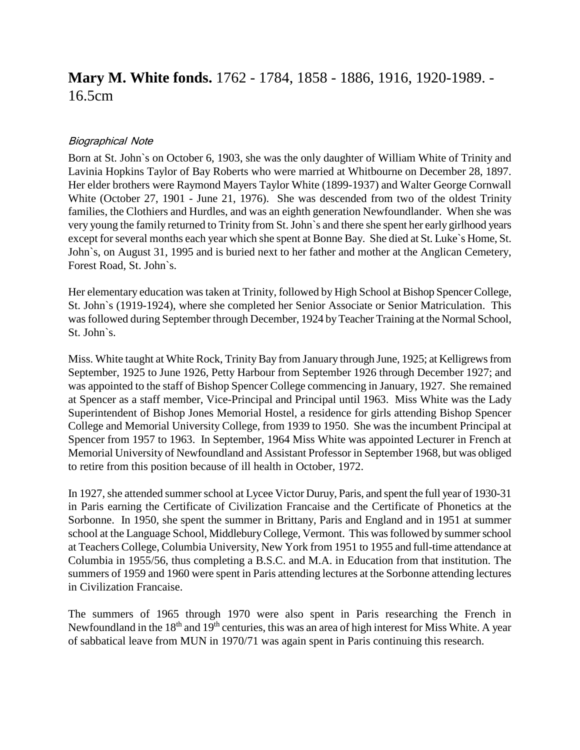# **Mary M. White fonds.** 1762 - 1784, 1858 - 1886, 1916, 1920-1989. - 16.5cm

*Biographical Note*

Born at St. John`s on October 6, 1903, she was the only daughter of William White of Trinity and Lavinia Hopkins Taylor of Bay Roberts who were married at Whitbourne on December 28, 1897. Her elder brothers were Raymond Mayers Taylor White (1899-1937) and Walter George Cornwall White (October 27, 1901 - June 21, 1976). She was descended from two of the oldest Trinity families, the Clothiers and Hurdles, and was an eighth generation Newfoundlander. When she was very young the family returned to Trinity from St. John`s and there she spent her early girlhood years except for several months each year which she spent at Bonne Bay. She died at St. Luke`s Home, St. John`s, on August 31, 1995 and is buried next to her father and mother at the Anglican Cemetery, Forest Road, St. John`s.

Her elementary education was taken at Trinity, followed by High School at Bishop Spencer College, St. John`s (1919-1924), where she completed her Senior Associate or Senior Matriculation. This was followed during September through December, 1924 by Teacher Training at the Normal School, St. John`s.

Miss. White taught at White Rock, Trinity Bay from January through June, 1925; at Kelligrews from September, 1925 to June 1926, Petty Harbour from September 1926 through December 1927; and was appointed to the staff of Bishop Spencer College commencing in January, 1927. She remained at Spencer as a staff member, Vice-Principal and Principal until 1963. Miss White was the Lady Superintendent of Bishop Jones Memorial Hostel, a residence for girls attending Bishop Spencer College and Memorial University College, from 1939 to 1950. She was the incumbent Principal at Spencer from 1957 to 1963. In September, 1964 Miss White was appointed Lecturer in French at Memorial University of Newfoundland and Assistant Professor in September 1968, but was obliged to retire from this position because of ill health in October, 1972.

In 1927, she attended summer school at Lycee Victor Duruy, Paris, and spent the full year of 1930-31 in Paris earning the Certificate of Civilization Francaise and the Certificate of Phonetics at the Sorbonne. In 1950, she spent the summer in Brittany, Paris and England and in 1951 at summer school at the Language School, Middlebury College, Vermont. This was followed by summer school at Teachers College, Columbia University, New York from 1951 to 1955 and full-time attendance at Columbia in 1955/56, thus completing a B.S.C. and M.A. in Education from that institution. The summers of 1959 and 1960 were spent in Paris attending lectures at the Sorbonne attending lectures in Civilization Francaise.

The summers of 1965 through 1970 were also spent in Paris researching the French in Newfoundland in the 18th and 19th centuries, this was an area of high interest for Miss White. A year of sabbatical leave from MUN in 1970/71 was again spent in Paris continuing this research.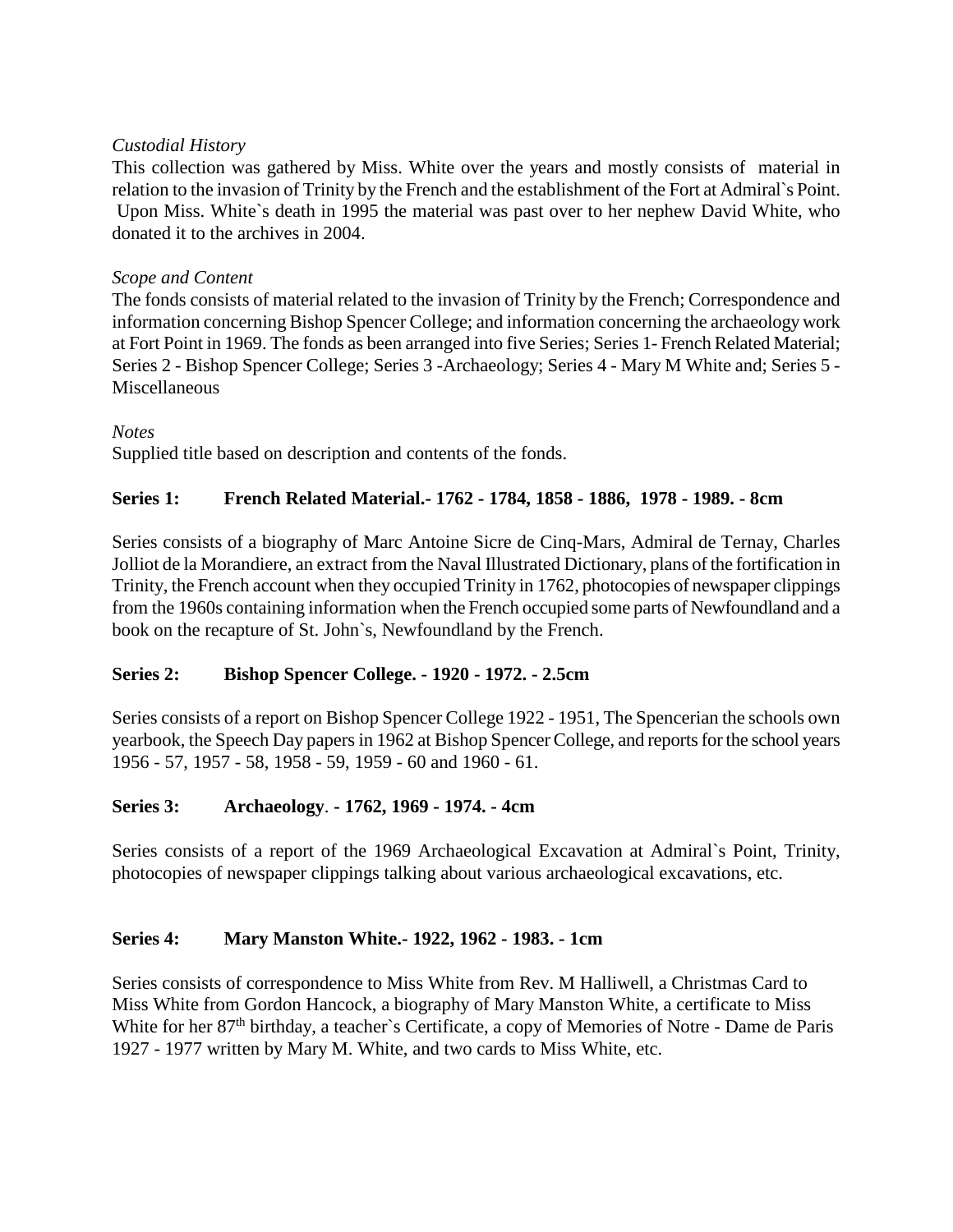*Custodial History*

This collection was gathered by Miss. White over the years and mostly consists of material in relation to the invasion of Trinity by the French and the establishment of the Fort at Admiral`s Point. Upon Miss. White`s death in 1995 the material was past over to her nephew David White, who donated it to the archives in 2004.

*Scope and Content*

The fonds consists of material related to the invasion of Trinity by the French; Correspondence and information concerning Bishop Spencer College; and information concerning the archaeology work at Fort Point in 1969. The fonds as been arranged into five Series; Series 1- French Related Material; Series 2 - Bishop Spencer College; Series 3 -Archaeology; Series 4 - Mary M White and; Series 5 - Miscellaneous

*Notes*

Supplied title based on description and contents of the fonds.

**Series 1: French Related Material.- 1762 - 1784, 1858 - 1886, 1978 - 1989. - 8cm**

Series consists of a biography of Marc Antoine Sicre de Cinq-Mars, Admiral de Ternay, Charles Jolliot de la Morandiere, an extract from the Naval Illustrated Dictionary, plans of the fortification in Trinity, the French account when they occupied Trinity in 1762, photocopies of newspaper clippings from the 1960s containing information when the French occupied some parts of Newfoundland and a book on the recapture of St. John`s, Newfoundland by the French.

**Series 2: Bishop Spencer College. - 1920 - 1972. - 2.5cm**

Series consists of a report on Bishop Spencer College 1922 - 1951, The Spencerian the schools own yearbook, the Speech Day papers in 1962 at Bishop Spencer College, and reports for the school years 1956 - 57, 1957 - 58, 1958 - 59, 1959 - 60 and 1960 - 61.

**Series 3: Archaeology. - 1762, 1969 - 1974. - 4cm**

Series consists of a report of the 1969 Archaeological Excavation at Admiral`s Point, Trinity, photocopies of newspaper clippings talking about various archaeological excavations, etc.

**Series 4: Mary Manston White.- 1922, 1962 - 1983. - 1cm**

Series consists of correspondence to Miss White from Rev. M Halliwell, a Christmas Card to Miss White from Gordon Hancock, a biography of Mary Manston White, a certificate to Miss White for her 87th birthday, a teacher`s Certificate, a copy of Memories of Notre - Dame de Paris 1927 - 1977 written by Mary M. White, and two cards to Miss White, etc.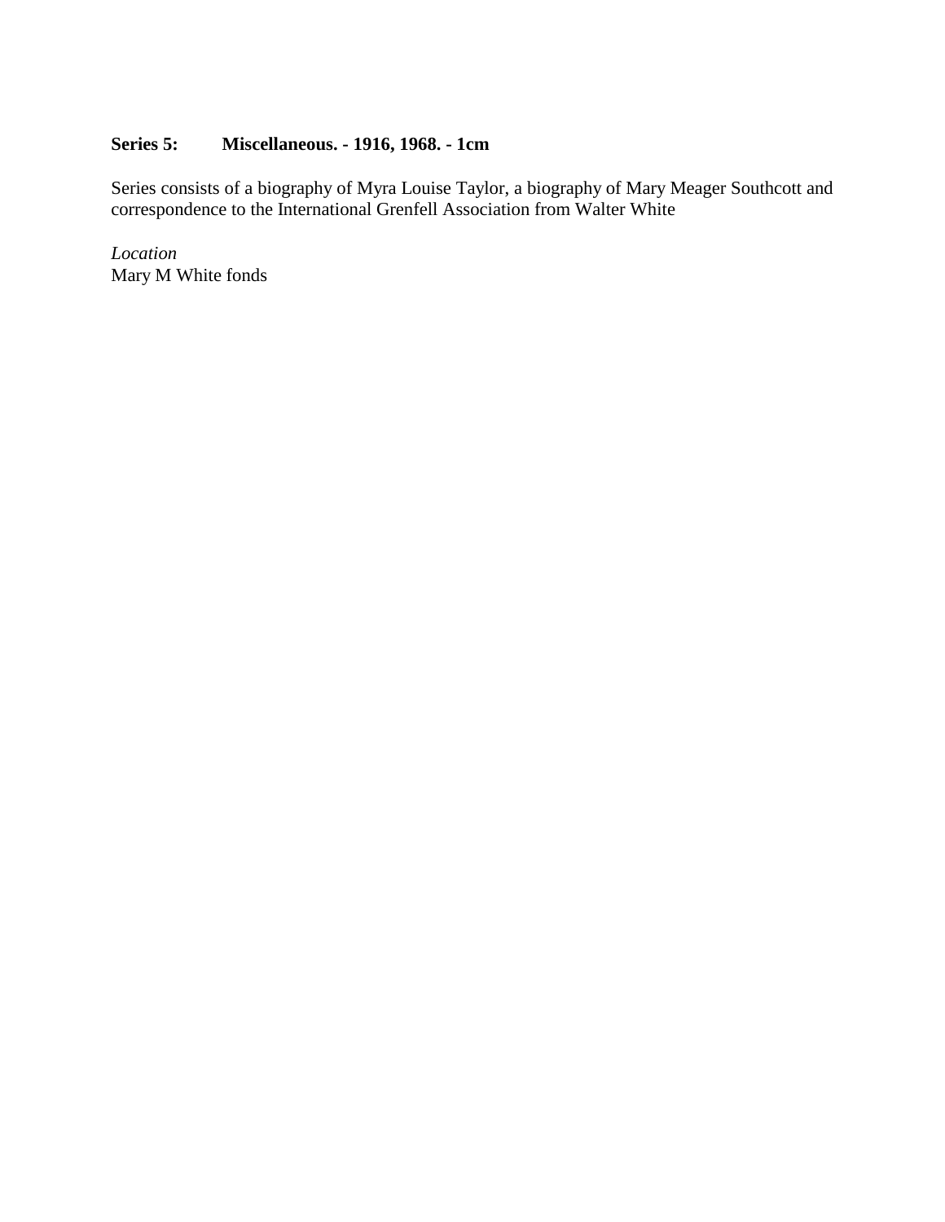**Series 5: Miscellaneous. - 1916, 1968. - 1cm**

Series consists of a biography of Myra Louise Taylor, a biography of Mary Meager Southcott and correspondence to the International Grenfell Association from Walter White

*Location*
Mary M White fonds